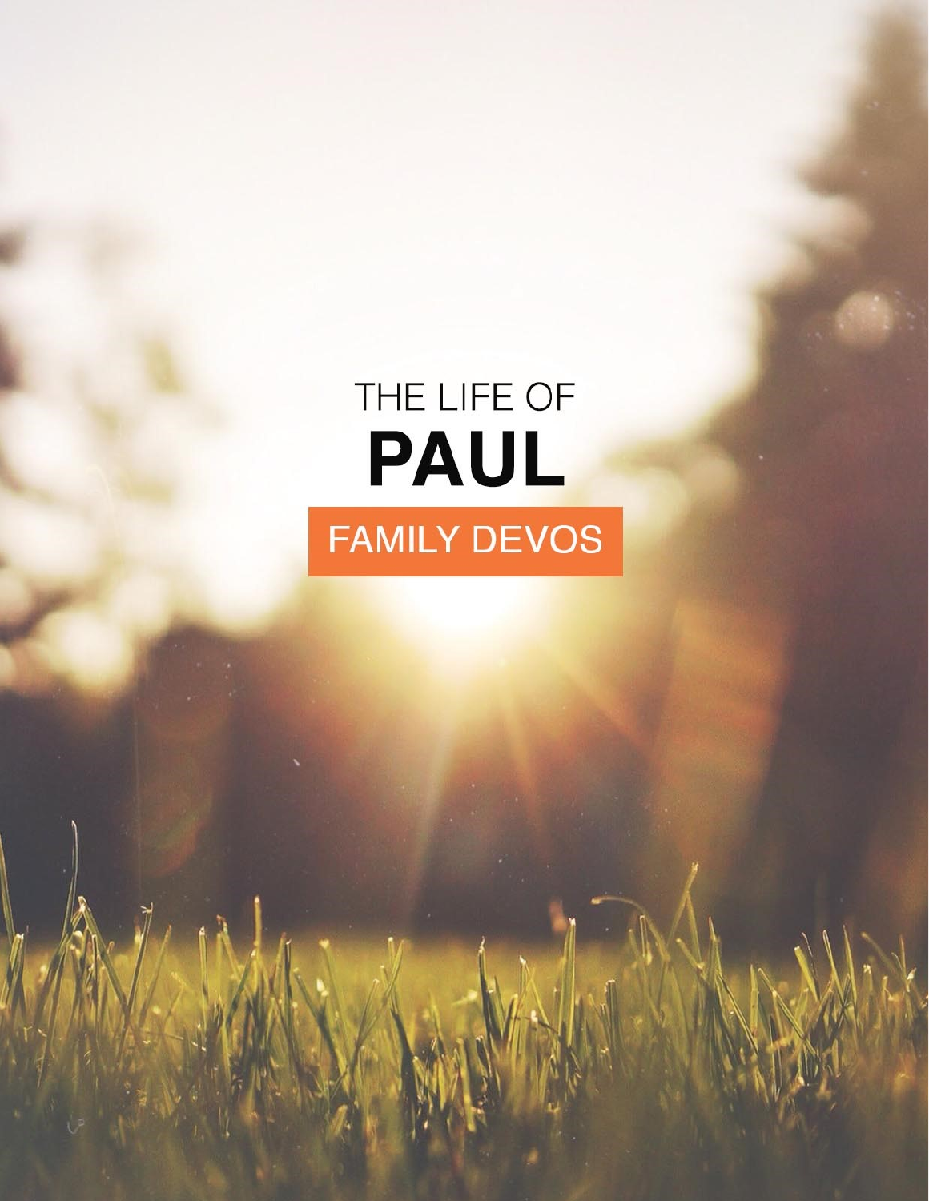THE LIFE OF

# PAUL

FAMILY DEVOS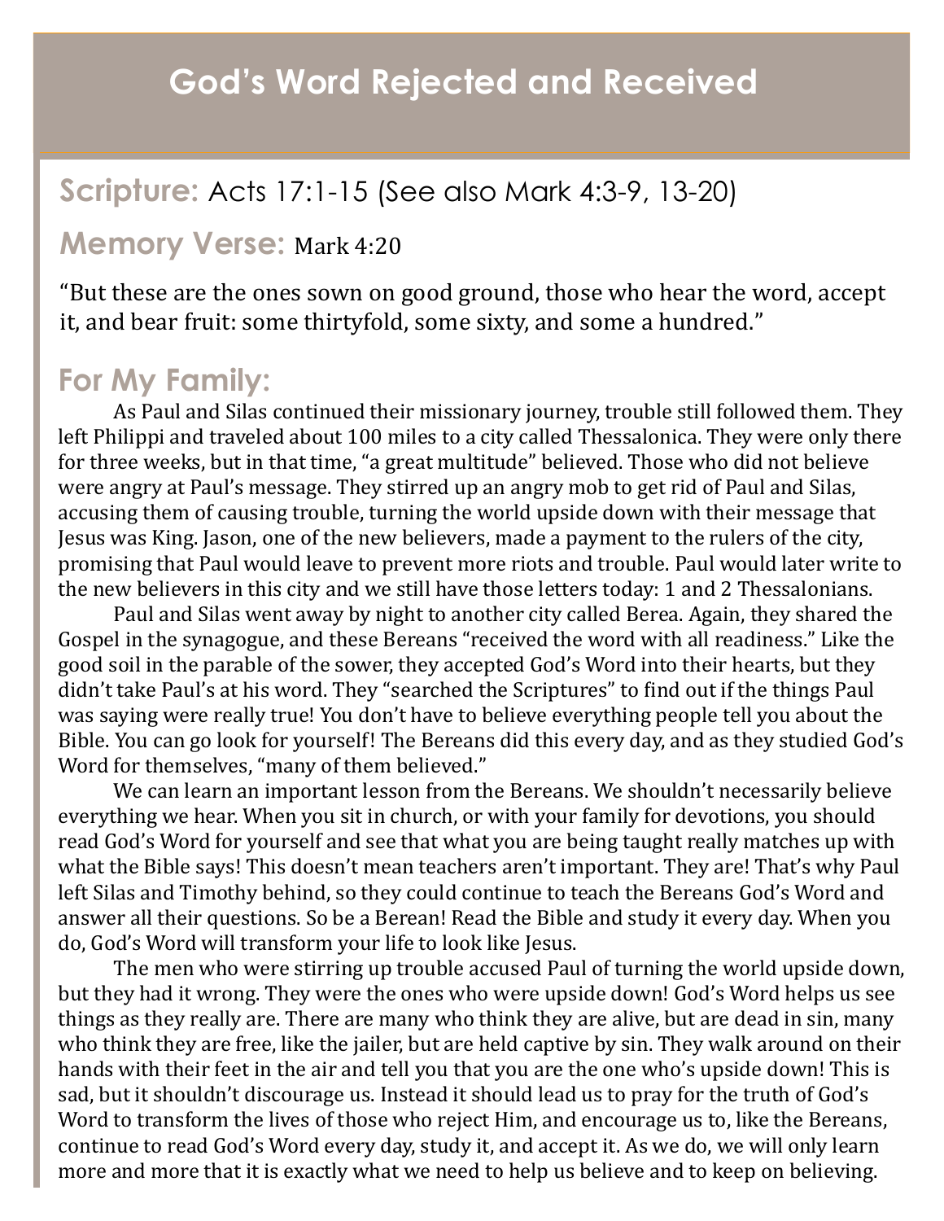# God's Word Rejected and Received

## Scripture: Acts 17:1-15 (See also Mark 4:3-9, 13-20)

## Memory Verse: Mark 4:20

"But these are the ones sown on good ground, those who hear the word, accept it, and bear fruit: some thirtyfold, some sixty, and some a hundred."

## For My Family:

As Paul and Silas continued their missionary journey, trouble still followed them. They left Philippi and traveled about 100 miles to a city called Thessalonica. They were only there for three weeks, but in that time, "a great multitude" believed. Those who did not believe were angry at Paul's message. They stirred up an angry mob to get rid of Paul and Silas, accusing them of causing trouble, turning the world upside down with their message that Jesus was King. Jason, one of the new believers, made a payment to the rulers of the city, promising that Paul would leave to prevent more riots and trouble. Paul would later write to the new believers in this city and we still have those letters today: 1 and 2 Thessalonians.

Paul and Silas went away by night to another city called Berea. Again, they shared the Gospel in the synagogue, and these Bereans "received the word with all readiness." Like the good soil in the parable of the sower, they accepted God's Word into their hearts, but they didn't take Paul's at his word. They "searched the Scriptures" to find out if the things Paul was saying were really true! You don't have to believe everything people tell you about the Bible. You can go look for yourself! The Bereans did this every day, and as they studied God's Word for themselves, "many of them believed."

We can learn an important lesson from the Bereans. We shouldn't necessarily believe everything we hear. When you sit in church, or with your family for devotions, you should read God's Word for yourself and see that what you are being taught really matches up with what the Bible says! This doesn't mean teachers aren't important. They are! That's why Paul left Silas and Timothy behind, so they could continue to teach the Bereans God's Word and answer all their questions. So be a Berean! Read the Bible and study it every day. When you do, God's Word will transform your life to look like Jesus.

The men who were stirring up trouble accused Paul of turning the world upside down, but they had it wrong. They were the ones who were upside down! God's Word helps us see things as they really are. There are many who think they are alive, but are dead in sin, many who think they are free, like the jailer, but are held captive by sin. They walk around on their hands with their feet in the air and tell you that you are the one who's upside down! This is sad, but it shouldn't discourage us. Instead it should lead us to pray for the truth of God's Word to transform the lives of those who reject Him, and encourage us to, like the Bereans, continue to read God's Word every day, study it, and accept it. As we do, we will only learn more and more that it is exactly what we need to help us believe and to keep on believing.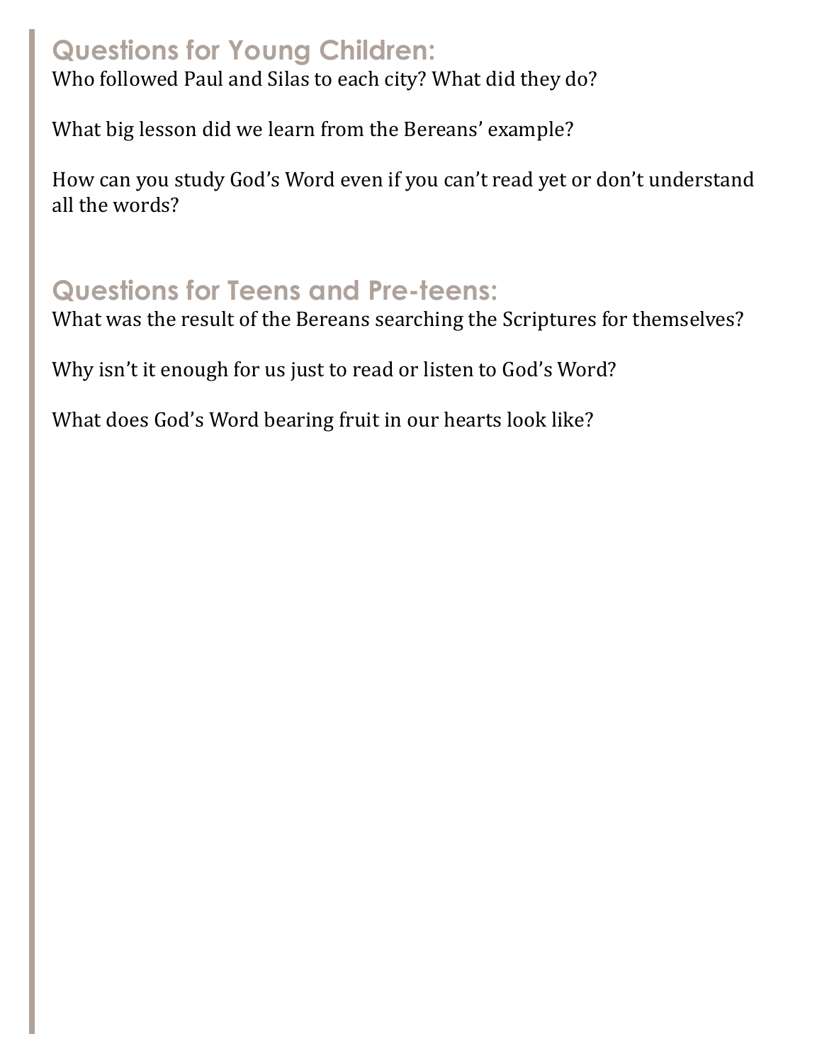## Questions for Young Children:

Who followed Paul and Silas to each city? What did they do?

What big lesson did we learn from the Bereans' example?

How can you study God's Word even if you can't read yet or don't understand all the words?

## Questions for Teens and Pre-teens:

What was the result of the Bereans searching the Scriptures for themselves?

Why isn't it enough for us just to read or listen to God's Word?

What does God's Word bearing fruit in our hearts look like?